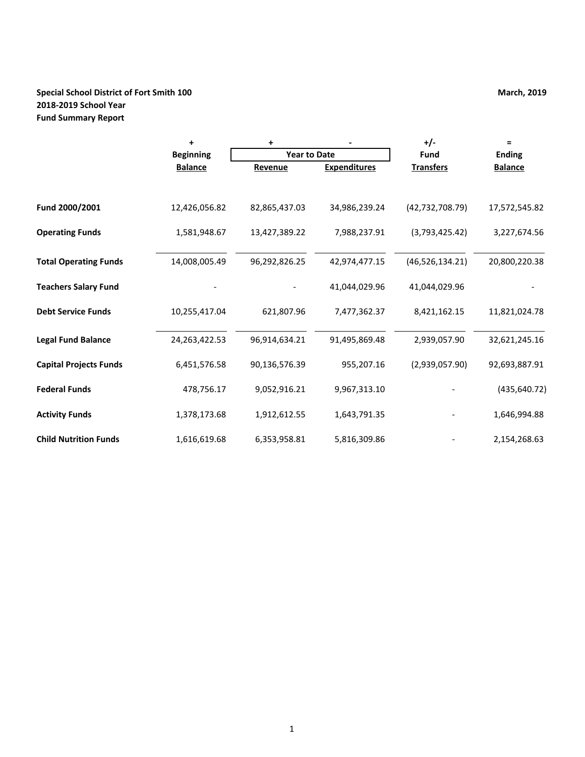**Special School District of Fort Smith 100**
**2018-2019 School Year**
**Fund Summary Report**

**March, 2019**

| | + | + | - | +/- | = |
|---|---|---|---|---|---|
| | **Beginning** | **Year to Date** | | **Fund** | **Ending** |
| | **Balance** | **Revenue** | **Expenditures** | **Transfers** | **Balance** |
| **Fund 2000/2001** | 12,426,056.82 | 82,865,437.03 | 34,986,239.24 | (42,732,708.79) | 17,572,545.82 |
| **Operating Funds** | 1,581,948.67 | 13,427,389.22 | 7,988,237.91 | (3,793,425.42) | 3,227,674.56 |
| **Total Operating Funds** | 14,008,005.49 | 96,292,826.25 | 42,974,477.15 | (46,526,134.21) | 20,800,220.38 |
| **Teachers Salary Fund** | - | - | 41,044,029.96 | 41,044,029.96 | - |
| **Debt Service Funds** | 10,255,417.04 | 621,807.96 | 7,477,362.37 | 8,421,162.15 | 11,821,024.78 |
| **Legal Fund Balance** | 24,263,422.53 | 96,914,634.21 | 91,495,869.48 | 2,939,057.90 | 32,621,245.16 |
| **Capital Projects Funds** | 6,451,576.58 | 90,136,576.39 | 955,207.16 | (2,939,057.90) | 92,693,887.91 |
| **Federal Funds** | 478,756.17 | 9,052,916.21 | 9,967,313.10 | - | (435,640.72) |
| **Activity Funds** | 1,378,173.68 | 1,912,612.55 | 1,643,791.35 | - | 1,646,994.88 |
| **Child Nutrition Funds** | 1,616,619.68 | 6,353,958.81 | 5,816,309.86 | - | 2,154,268.63 |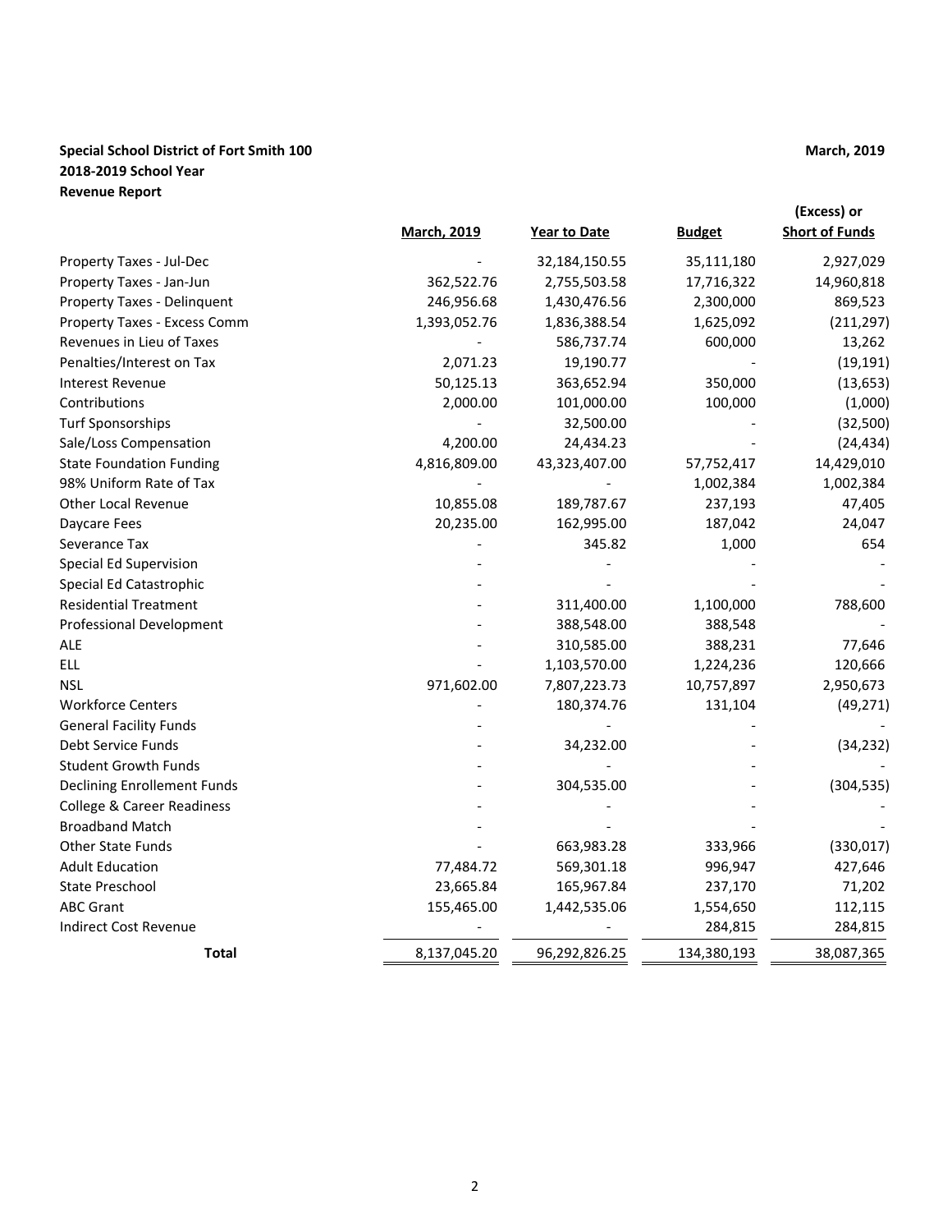**Special School District of Fort Smith 100** **March, 2019**
**2018-2019 School Year**
**Revenue Report**

| | March, 2019 | Year to Date | Budget | (Excess) or Short of Funds |
|---|---|---|---|---|
| Property Taxes - Jul-Dec | - | 32,184,150.55 | 35,111,180 | 2,927,029 |
| Property Taxes - Jan-Jun | 362,522.76 | 2,755,503.58 | 17,716,322 | 14,960,818 |
| Property Taxes - Delinquent | 246,956.68 | 1,430,476.56 | 2,300,000 | 869,523 |
| Property Taxes - Excess Comm | 1,393,052.76 | 1,836,388.54 | 1,625,092 | (211,297) |
| Revenues in Lieu of Taxes | - | 586,737.74 | 600,000 | 13,262 |
| Penalties/Interest on Tax | 2,071.23 | 19,190.77 | - | (19,191) |
| Interest Revenue | 50,125.13 | 363,652.94 | 350,000 | (13,653) |
| Contributions | 2,000.00 | 101,000.00 | 100,000 | (1,000) |
| Turf Sponsorships | - | 32,500.00 | - | (32,500) |
| Sale/Loss Compensation | 4,200.00 | 24,434.23 | - | (24,434) |
| State Foundation Funding | 4,816,809.00 | 43,323,407.00 | 57,752,417 | 14,429,010 |
| 98% Uniform Rate of Tax | - | - | 1,002,384 | 1,002,384 |
| Other Local Revenue | 10,855.08 | 189,787.67 | 237,193 | 47,405 |
| Daycare Fees | 20,235.00 | 162,995.00 | 187,042 | 24,047 |
| Severance Tax | - | 345.82 | 1,000 | 654 |
| Special Ed Supervision | - | - | - | - |
| Special Ed Catastrophic | - | - | - | - |
| Residential Treatment | - | 311,400.00 | 1,100,000 | 788,600 |
| Professional Development | - | 388,548.00 | 388,548 | - |
| ALE | - | 310,585.00 | 388,231 | 77,646 |
| ELL | - | 1,103,570.00 | 1,224,236 | 120,666 |
| NSL | 971,602.00 | 7,807,223.73 | 10,757,897 | 2,950,673 |
| Workforce Centers | - | 180,374.76 | 131,104 | (49,271) |
| General Facility Funds | - | - | - | - |
| Debt Service Funds | - | 34,232.00 | - | (34,232) |
| Student Growth Funds | - | - | - | - |
| Declining Enrollement Funds | - | 304,535.00 | - | (304,535) |
| College & Career Readiness | - | - | - | - |
| Broadband Match | - | - | - | - |
| Other State Funds | - | 663,983.28 | 333,966 | (330,017) |
| Adult Education | 77,484.72 | 569,301.18 | 996,947 | 427,646 |
| State Preschool | 23,665.84 | 165,967.84 | 237,170 | 71,202 |
| ABC Grant | 155,465.00 | 1,442,535.06 | 1,554,650 | 112,115 |
| Indirect Cost Revenue | - | - | 284,815 | 284,815 |
| **Total** | 8,137,045.20 | 96,292,826.25 | 134,380,193 | 38,087,365 |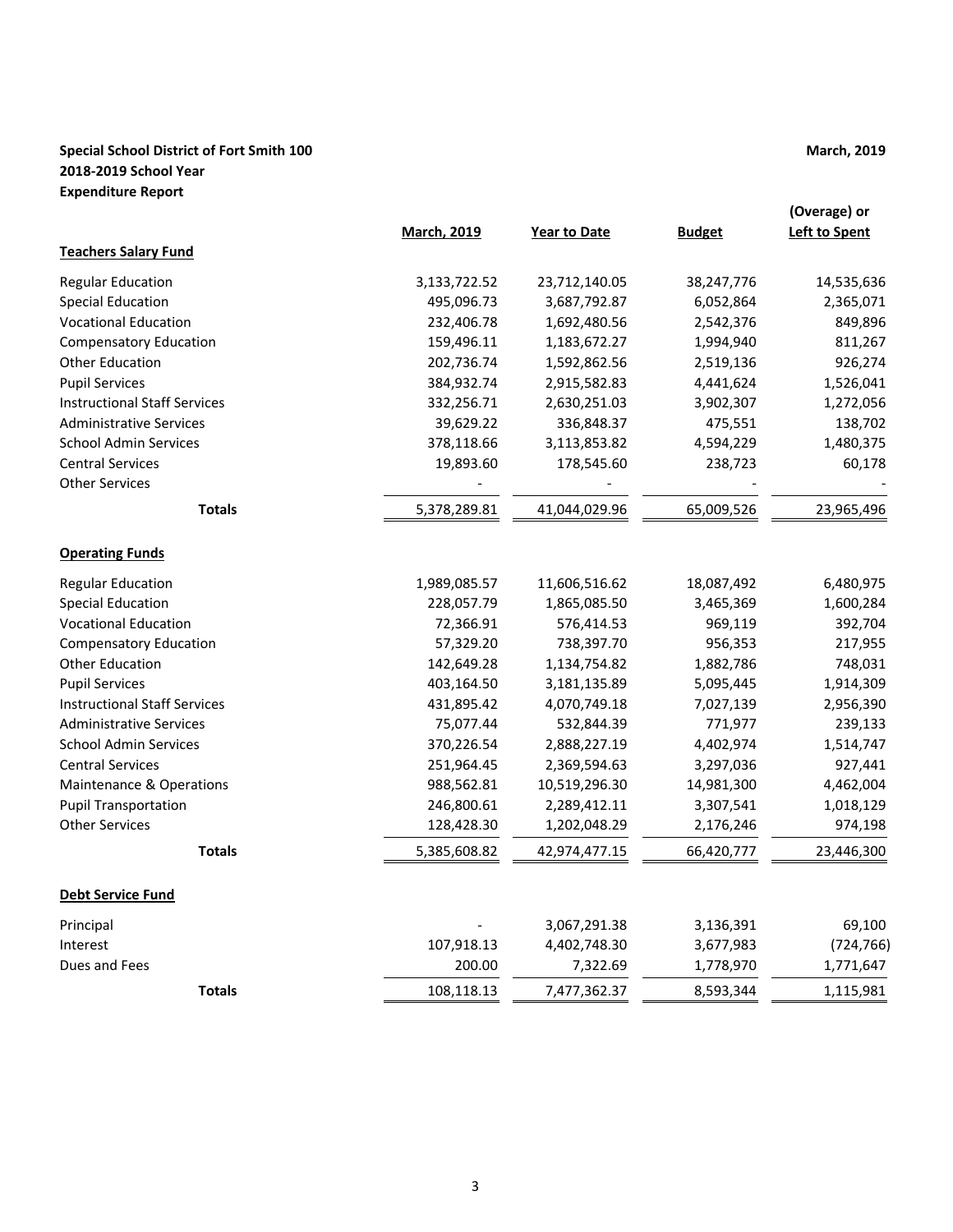**Special School District of Fort Smith 100**
**2018-2019 School Year**
**Expenditure Report**

**March, 2019**

| | March, 2019 | Year to Date | Budget | (Overage) or Left to Spent |
|---|---|---|---|---|
| **Teachers Salary Fund** | | | | |
| Regular Education | 3,133,722.52 | 23,712,140.05 | 38,247,776 | 14,535,636 |
| Special Education | 495,096.73 | 3,687,792.87 | 6,052,864 | 2,365,071 |
| Vocational Education | 232,406.78 | 1,692,480.56 | 2,542,376 | 849,896 |
| Compensatory Education | 159,496.11 | 1,183,672.27 | 1,994,940 | 811,267 |
| Other Education | 202,736.74 | 1,592,862.56 | 2,519,136 | 926,274 |
| Pupil Services | 384,932.74 | 2,915,582.83 | 4,441,624 | 1,526,041 |
| Instructional Staff Services | 332,256.71 | 2,630,251.03 | 3,902,307 | 1,272,056 |
| Administrative Services | 39,629.22 | 336,848.37 | 475,551 | 138,702 |
| School Admin Services | 378,118.66 | 3,113,853.82 | 4,594,229 | 1,480,375 |
| Central Services | 19,893.60 | 178,545.60 | 238,723 | 60,178 |
| Other Services | - | - | - | - |
| **Totals** | 5,378,289.81 | 41,044,029.96 | 65,009,526 | 23,965,496 |
| **Operating Funds** | | | | |
| Regular Education | 1,989,085.57 | 11,606,516.62 | 18,087,492 | 6,480,975 |
| Special Education | 228,057.79 | 1,865,085.50 | 3,465,369 | 1,600,284 |
| Vocational Education | 72,366.91 | 576,414.53 | 969,119 | 392,704 |
| Compensatory Education | 57,329.20 | 738,397.70 | 956,353 | 217,955 |
| Other Education | 142,649.28 | 1,134,754.82 | 1,882,786 | 748,031 |
| Pupil Services | 403,164.50 | 3,181,135.89 | 5,095,445 | 1,914,309 |
| Instructional Staff Services | 431,895.42 | 4,070,749.18 | 7,027,139 | 2,956,390 |
| Administrative Services | 75,077.44 | 532,844.39 | 771,977 | 239,133 |
| School Admin Services | 370,226.54 | 2,888,227.19 | 4,402,974 | 1,514,747 |
| Central Services | 251,964.45 | 2,369,594.63 | 3,297,036 | 927,441 |
| Maintenance & Operations | 988,562.81 | 10,519,296.30 | 14,981,300 | 4,462,004 |
| Pupil Transportation | 246,800.61 | 2,289,412.11 | 3,307,541 | 1,018,129 |
| Other Services | 128,428.30 | 1,202,048.29 | 2,176,246 | 974,198 |
| **Totals** | 5,385,608.82 | 42,974,477.15 | 66,420,777 | 23,446,300 |
| **Debt Service Fund** | | | | |
| Principal | - | 3,067,291.38 | 3,136,391 | 69,100 |
| Interest | 107,918.13 | 4,402,748.30 | 3,677,983 | (724,766) |
| Dues and Fees | 200.00 | 7,322.69 | 1,778,970 | 1,771,647 |
| **Totals** | 108,118.13 | 7,477,362.37 | 8,593,344 | 1,115,981 |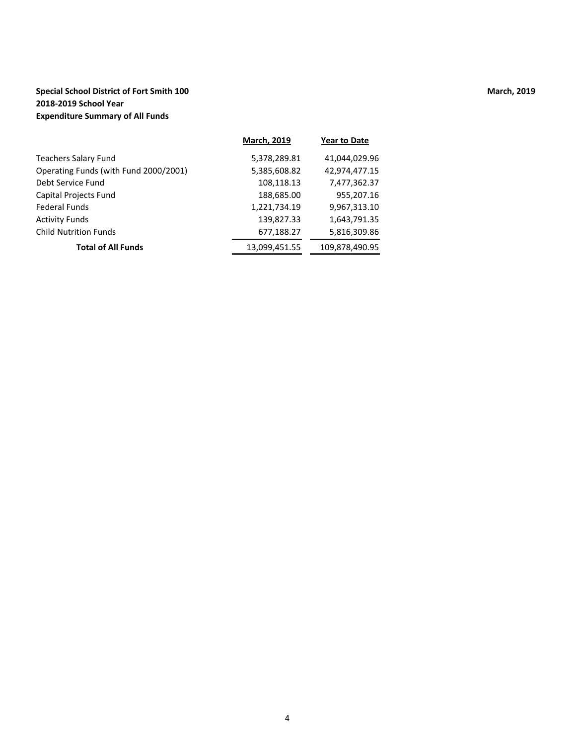**Special School District of Fort Smith 100** **March, 2019**

**2018-2019 School Year**

**Expenditure Summary of All Funds**

| | March, 2019 | Year to Date |
|---|---|---|
| Teachers Salary Fund | 5,378,289.81 | 41,044,029.96 |
| Operating Funds (with Fund 2000/2001) | 5,385,608.82 | 42,974,477.15 |
| Debt Service Fund | 108,118.13 | 7,477,362.37 |
| Capital Projects Fund | 188,685.00 | 955,207.16 |
| Federal Funds | 1,221,734.19 | 9,967,313.10 |
| Activity Funds | 139,827.33 | 1,643,791.35 |
| Child Nutrition Funds | 677,188.27 | 5,816,309.86 |
| **Total of All Funds** | 13,099,451.55 | 109,878,490.95 |